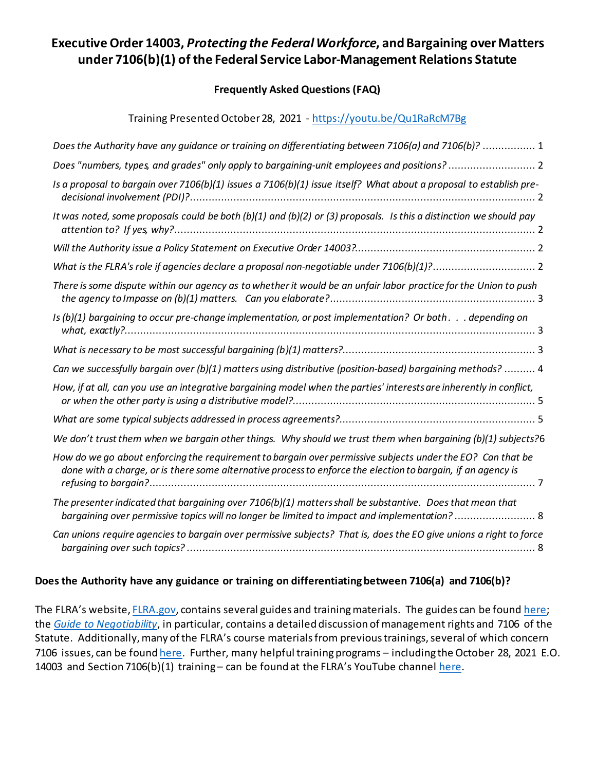# Executive Order 14003, *Protecting the Federal Workforce*, and Bargaining over Matters under 7106(b)(1) of the Federal Service Labor-Management Relations Statute

## Frequently Asked Questions (FAQ)

Training Presented October 28, 2021 - https://youtu.be/Qu1RaRcM7Bg

*Does the Authority have any guidance or training on differentiating between 7106(a) and 7106(b)?* ................. 1

*Does "numbers, types, and grades" only apply to bargaining-unit employees and positions?* ............................ 2

*Is a proposal to bargain over 7106(b)(1) issues a 7106(b)(1) issue itself? What about a proposal to establish pre-decisional involvement (PDI)?* ................................................................................................................ 2

*It was noted, some proposals could be both (b)(1) and (b)(2) or (3) proposals. Is this a distinction we should pay attention to? If yes, why?* ..................................................................................................................... 2

*Will the Authority issue a Policy Statement on Executive Order 14003?* .......................................................... 2

*What is the FLRA's role if agencies declare a proposal non-negotiable under 7106(b)(1)?* ................................. 2

*There is some dispute within our agency as to whether it would be an unfair labor practice for the Union to push the agency to Impasse on (b)(1) matters. Can you elaborate?* .................................................................. 3

*Is (b)(1) bargaining to occur pre-change implementation, or post implementation? Or both. . . depending on what, exactly?* ..................................................................................................................................... 3

*What is necessary to be most successful bargaining (b)(1) matters?* .............................................................. 3

*Can we successfully bargain over (b)(1) matters using distributive (position-based) bargaining methods?* .......... 4

*How, if at all, can you use an integrative bargaining model when the parties' interests are inherently in conflict, or when the other party is using a distributive model?* ............................................................................. 5

*What are some typical subjects addressed in process agreements?* ............................................................... 5

*We don't trust them when we bargain other things. Why should we trust them when bargaining (b)(1) subjects?* 6

*How do we go about enforcing the requirement to bargain over permissive subjects under the EO? Can that be done with a charge, or is there some alternative process to enforce the election to bargain, if an agency is refusing to bargain?* ............................................................................................................................ 7

*The presenter indicated that bargaining over 7106(b)(1) matters shall be substantive. Does that mean that bargaining over permissive topics will no longer be limited to impact and implementation?* .......................... 8

*Can unions require agencies to bargain over permissive subjects? That is, does the EO give unions a right to force bargaining over such topics?* ................................................................................................................ 8

### Does the Authority have any guidance or training on differentiating between 7106(a) and 7106(b)?

The FLRA's website, FLRA.gov, contains several guides and training materials. The guides can be found here; the *Guide to Negotiability*, in particular, contains a detailed discussion of management rights and 7106 of the Statute. Additionally, many of the FLRA's course materials from previous trainings, several of which concern 7106 issues, can be found here. Further, many helpful training programs – including the October 28, 2021 E.O. 14003 and Section 7106(b)(1) training – can be found at the FLRA's YouTube channel here.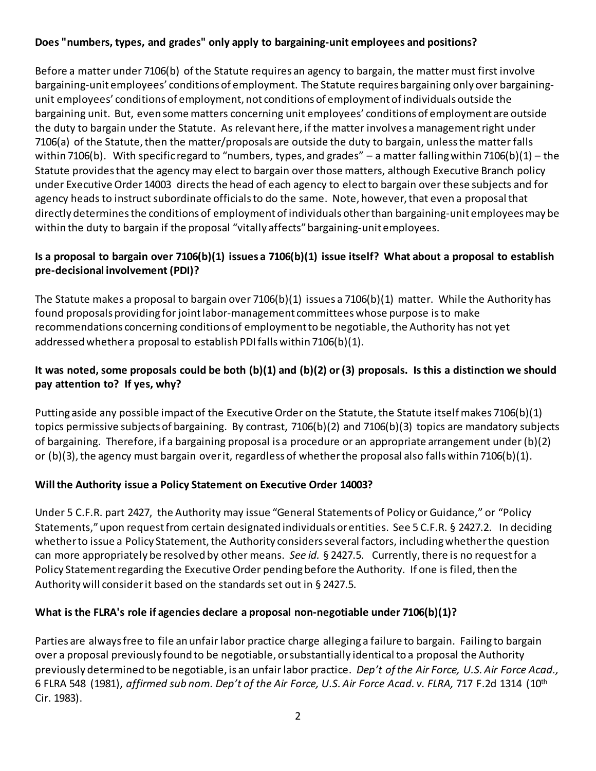**Does "numbers, types, and grades" only apply to bargaining-unit employees and positions?**

Before a matter under 7106(b) of the Statute requires an agency to bargain, the matter must first involve bargaining-unit employees' conditions of employment. The Statute requires bargaining only over bargaining-unit employees' conditions of employment, not conditions of employment of individuals outside the bargaining unit. But, even some matters concerning unit employees' conditions of employment are outside the duty to bargain under the Statute. As relevant here, if the matter involves a management right under 7106(a) of the Statute, then the matter/proposals are outside the duty to bargain, unless the matter falls within 7106(b). With specific regard to "numbers, types, and grades" – a matter falling within 7106(b)(1) – the Statute provides that the agency may elect to bargain over those matters, although Executive Branch policy under Executive Order 14003 directs the head of each agency to elect to bargain over these subjects and for agency heads to instruct subordinate officials to do the same. Note, however, that even a proposal that directly determines the conditions of employment of individuals other than bargaining-unit employees may be within the duty to bargain if the proposal "vitally affects" bargaining-unit employees.

**Is a proposal to bargain over 7106(b)(1) issues a 7106(b)(1) issue itself? What about a proposal to establish pre-decisional involvement (PDI)?**

The Statute makes a proposal to bargain over 7106(b)(1) issues a 7106(b)(1) matter. While the Authority has found proposals providing for joint labor-management committees whose purpose is to make recommendations concerning conditions of employment to be negotiable, the Authority has not yet addressed whether a proposal to establish PDI falls within 7106(b)(1).

**It was noted, some proposals could be both (b)(1) and (b)(2) or (3) proposals. Is this a distinction we should pay attention to? If yes, why?**

Putting aside any possible impact of the Executive Order on the Statute, the Statute itself makes 7106(b)(1) topics permissive subjects of bargaining. By contrast, 7106(b)(2) and 7106(b)(3) topics are mandatory subjects of bargaining. Therefore, if a bargaining proposal is a procedure or an appropriate arrangement under (b)(2) or (b)(3), the agency must bargain over it, regardless of whether the proposal also falls within 7106(b)(1).

**Will the Authority issue a Policy Statement on Executive Order 14003?**

Under 5 C.F.R. part 2427, the Authority may issue "General Statements of Policy or Guidance," or "Policy Statements," upon request from certain designated individuals or entities. See 5 C.F.R. § 2427.2. In deciding whether to issue a Policy Statement, the Authority considers several factors, including whether the question can more appropriately be resolved by other means. *See id.* § 2427.5. Currently, there is no request for a Policy Statement regarding the Executive Order pending before the Authority. If one is filed, then the Authority will consider it based on the standards set out in § 2427.5.

**What is the FLRA's role if agencies declare a proposal non-negotiable under 7106(b)(1)?**

Parties are always free to file an unfair labor practice charge alleging a failure to bargain. Failing to bargain over a proposal previously found to be negotiable, or substantially identical to a proposal the Authority previously determined to be negotiable, is an unfair labor practice. *Dep't of the Air Force, U.S. Air Force Acad.,* 6 FLRA 548 (1981), *affirmed sub nom. Dep't of the Air Force, U.S. Air Force Acad. v. FLRA,* 717 F.2d 1314 (10th Cir. 1983).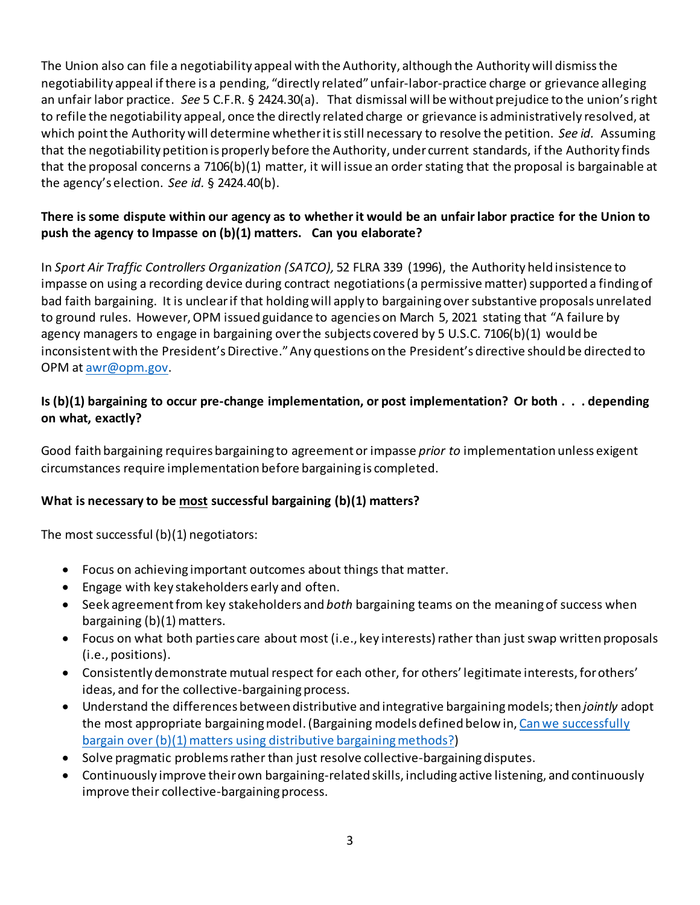The Union also can file a negotiability appeal with the Authority, although the Authority will dismiss the negotiability appeal if there is a pending, "directly related" unfair-labor-practice charge or grievance alleging an unfair labor practice. *See* 5 C.F.R. § 2424.30(a). That dismissal will be without prejudice to the union's right to refile the negotiability appeal, once the directly related charge or grievance is administratively resolved, at which point the Authority will determine whether it is still necessary to resolve the petition. *See id.* Assuming that the negotiability petition is properly before the Authority, under current standards, if the Authority finds that the proposal concerns a 7106(b)(1) matter, it will issue an order stating that the proposal is bargainable at the agency's election. *See id.* § 2424.40(b).

**There is some dispute within our agency as to whether it would be an unfair labor practice for the Union to push the agency to Impasse on (b)(1) matters. Can you elaborate?**

In *Sport Air Traffic Controllers Organization (SATCO),* 52 FLRA 339 (1996), the Authority held insistence to impasse on using a recording device during contract negotiations (a permissive matter) supported a finding of bad faith bargaining. It is unclear if that holding will apply to bargaining over substantive proposals unrelated to ground rules. However, OPM issued guidance to agencies on March 5, 2021 stating that "A failure by agency managers to engage in bargaining over the subjects covered by 5 U.S.C. 7106(b)(1) would be inconsistent with the President's Directive." Any questions on the President's directive should be directed to OPM at awr@opm.gov.

**Is (b)(1) bargaining to occur pre-change implementation, or post implementation? Or both . . . depending on what, exactly?**

Good faith bargaining requires bargaining to agreement or impasse *prior to* implementation unless exigent circumstances require implementation before bargaining is completed.

**What is necessary to be most successful bargaining (b)(1) matters?**

The most successful (b)(1) negotiators:

- Focus on achieving important outcomes about things that matter.
- Engage with key stakeholders early and often.
- Seek agreement from key stakeholders and *both* bargaining teams on the meaning of success when bargaining (b)(1) matters.
- Focus on what both parties care about most (i.e., key interests) rather than just swap written proposals (i.e., positions).
- Consistently demonstrate mutual respect for each other, for others' legitimate interests, for others' ideas, and for the collective-bargaining process.
- Understand the differences between distributive and integrative bargaining models; then *jointly* adopt the most appropriate bargaining model. (Bargaining models defined below in, Can we successfully bargain over (b)(1) matters using distributive bargaining methods?)
- Solve pragmatic problems rather than just resolve collective-bargaining disputes.
- Continuously improve their own bargaining-related skills, including active listening, and continuously improve their collective-bargaining process.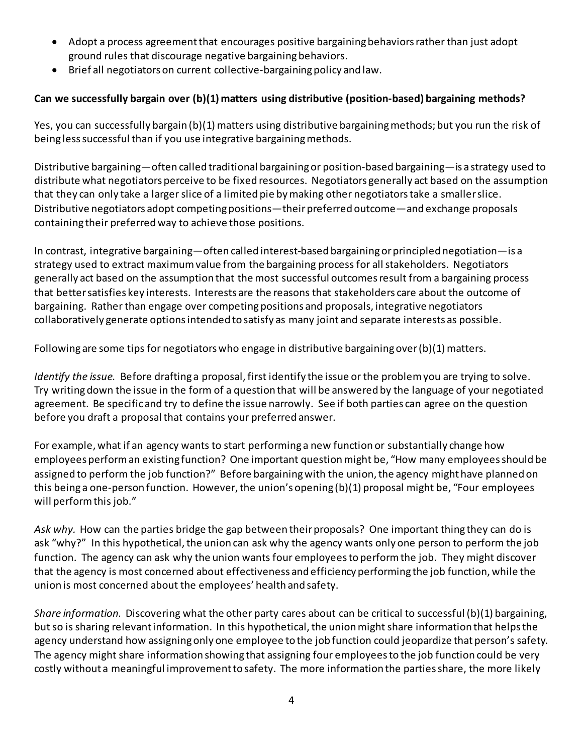- Adopt a process agreement that encourages positive bargaining behaviors rather than just adopt ground rules that discourage negative bargaining behaviors.
- Brief all negotiators on current collective-bargaining policy and law.

**Can we successfully bargain over (b)(1) matters using distributive (position-based) bargaining methods?**

Yes, you can successfully bargain (b)(1) matters using distributive bargaining methods; but you run the risk of being less successful than if you use integrative bargaining methods.

Distributive bargaining—often called traditional bargaining or position-based bargaining—is a strategy used to distribute what negotiators perceive to be fixed resources. Negotiators generally act based on the assumption that they can only take a larger slice of a limited pie by making other negotiators take a smaller slice. Distributive negotiators adopt competing positions—their preferred outcome—and exchange proposals containing their preferred way to achieve those positions.

In contrast, integrative bargaining—often called interest-based bargaining or principled negotiation—is a strategy used to extract maximum value from the bargaining process for all stakeholders. Negotiators generally act based on the assumption that the most successful outcomes result from a bargaining process that better satisfies key interests. Interests are the reasons that stakeholders care about the outcome of bargaining. Rather than engage over competing positions and proposals, integrative negotiators collaboratively generate options intended to satisfy as many joint and separate interests as possible.

Following are some tips for negotiators who engage in distributive bargaining over (b)(1) matters.

*Identify the issue.* Before drafting a proposal, first identify the issue or the problem you are trying to solve. Try writing down the issue in the form of a question that will be answered by the language of your negotiated agreement. Be specific and try to define the issue narrowly. See if both parties can agree on the question before you draft a proposal that contains your preferred answer.

For example, what if an agency wants to start performing a new function or substantially change how employees perform an existing function? One important question might be, "How many employees should be assigned to perform the job function?" Before bargaining with the union, the agency might have planned on this being a one-person function. However, the union's opening (b)(1) proposal might be, "Four employees will perform this job."

*Ask why.* How can the parties bridge the gap between their proposals? One important thing they can do is ask "why?" In this hypothetical, the union can ask why the agency wants only one person to perform the job function. The agency can ask why the union wants four employees to perform the job. They might discover that the agency is most concerned about effectiveness and efficiency performing the job function, while the union is most concerned about the employees' health and safety.

*Share information.* Discovering what the other party cares about can be critical to successful (b)(1) bargaining, but so is sharing relevant information. In this hypothetical, the union might share information that helps the agency understand how assigning only one employee to the job function could jeopardize that person's safety. The agency might share information showing that assigning four employees to the job function could be very costly without a meaningful improvement to safety. The more information the parties share, the more likely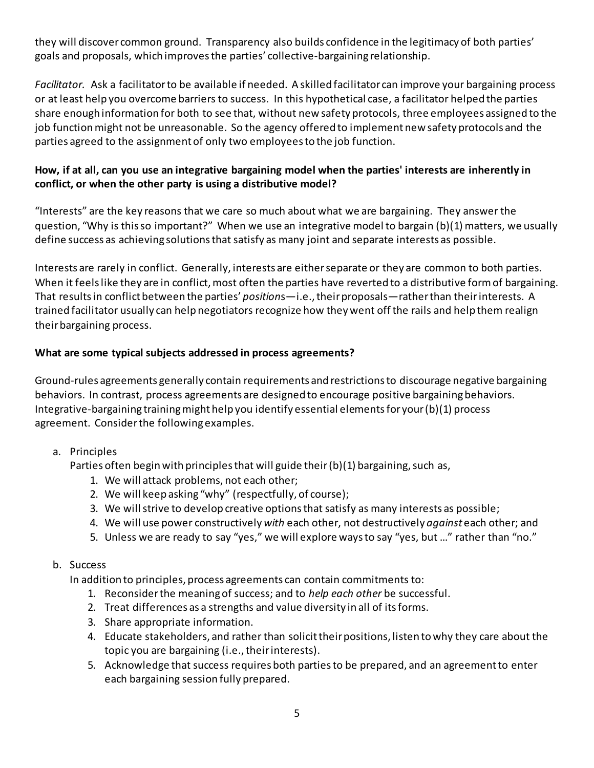they will discover common ground. Transparency also builds confidence in the legitimacy of both parties' goals and proposals, which improves the parties' collective-bargaining relationship.

*Facilitator.* Ask a facilitator to be available if needed. A skilled facilitator can improve your bargaining process or at least help you overcome barriers to success. In this hypothetical case, a facilitator helped the parties share enough information for both to see that, without new safety protocols, three employees assigned to the job function might not be unreasonable. So the agency offered to implement new safety protocols and the parties agreed to the assignment of only two employees to the job function.

**How, if at all, can you use an integrative bargaining model when the parties' interests are inherently in conflict, or when the other party is using a distributive model?**

"Interests" are the key reasons that we care so much about what we are bargaining. They answer the question, "Why is this so important?" When we use an integrative model to bargain (b)(1) matters, we usually define success as achieving solutions that satisfy as many joint and separate interests as possible.

Interests are rarely in conflict. Generally, interests are either separate or they are common to both parties. When it feels like they are in conflict, most often the parties have reverted to a distributive form of bargaining. That results in conflict between the parties' *positions*—i.e., their proposals—rather than their interests. A trained facilitator usually can help negotiators recognize how they went off the rails and help them realign their bargaining process.

**What are some typical subjects addressed in process agreements?**

Ground-rules agreements generally contain requirements and restrictions to discourage negative bargaining behaviors. In contrast, process agreements are designed to encourage positive bargaining behaviors. Integrative-bargaining training might help you identify essential elements for your (b)(1) process agreement. Consider the following examples.

a. Principles

   Parties often begin with principles that will guide their (b)(1) bargaining, such as,

   1. We will attack problems, not each other;
   2. We will keep asking "why" (respectfully, of course);
   3. We will strive to develop creative options that satisfy as many interests as possible;
   4. We will use power constructively *with* each other, not destructively *against* each other; and
   5. Unless we are ready to say "yes," we will explore ways to say "yes, but …" rather than "no."

b. Success

   In addition to principles, process agreements can contain commitments to:

   1. Reconsider the meaning of success; and to *help each other* be successful.
   2. Treat differences as a strengths and value diversity in all of its forms.
   3. Share appropriate information.
   4. Educate stakeholders, and rather than solicit their positions, listen to why they care about the topic you are bargaining (i.e., their interests).
   5. Acknowledge that success requires both parties to be prepared, and an agreement to enter each bargaining session fully prepared.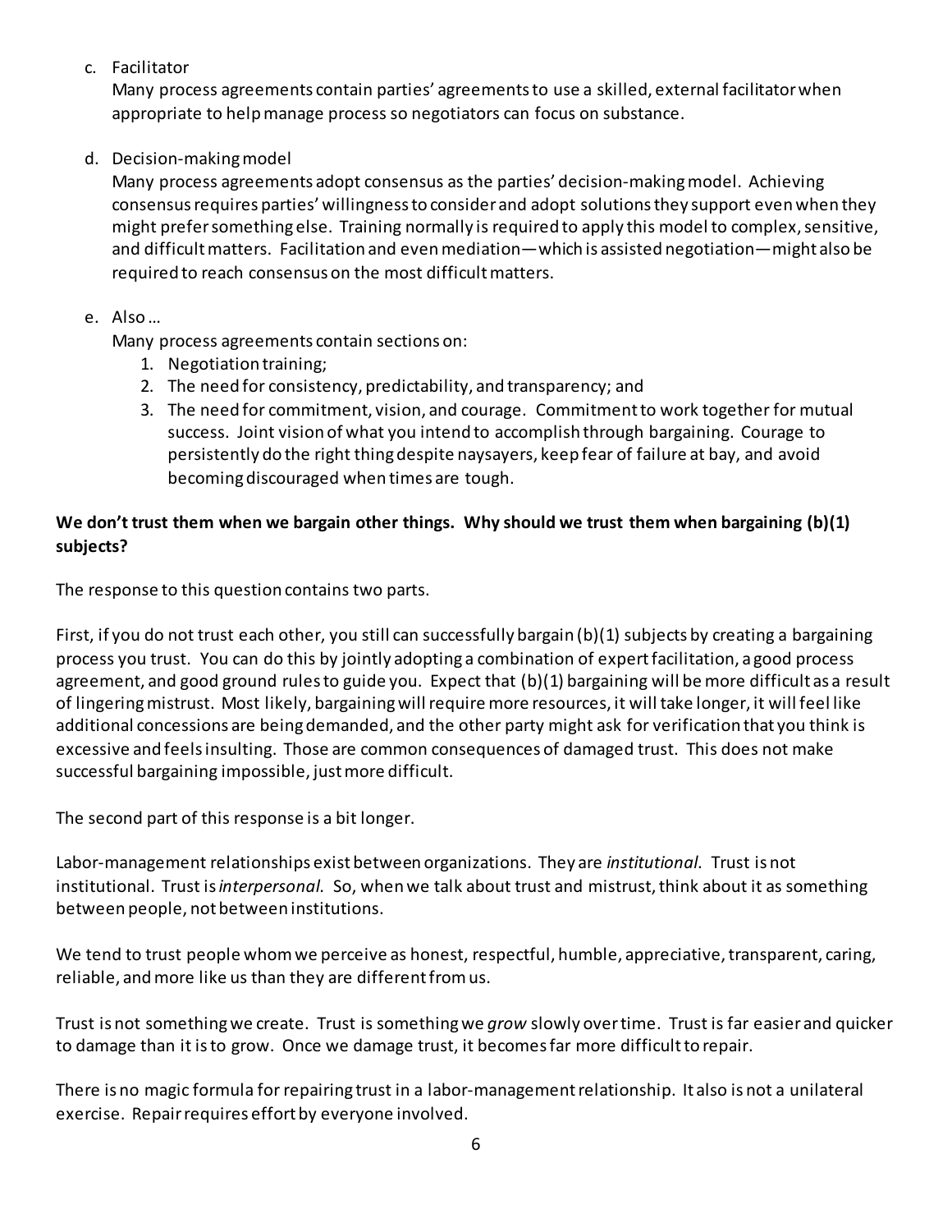c. Facilitator

   Many process agreements contain parties' agreements to use a skilled, external facilitator when appropriate to help manage process so negotiators can focus on substance.

d. Decision-making model

   Many process agreements adopt consensus as the parties' decision-making model. Achieving consensus requires parties' willingness to consider and adopt solutions they support even when they might prefer something else. Training normally is required to apply this model to complex, sensitive, and difficult matters. Facilitation and even mediation—which is assisted negotiation—might also be required to reach consensus on the most difficult matters.

e. Also …

   Many process agreements contain sections on:

   1. Negotiation training;
   2. The need for consistency, predictability, and transparency; and
   3. The need for commitment, vision, and courage. Commitment to work together for mutual success. Joint vision of what you intend to accomplish through bargaining. Courage to persistently do the right thing despite naysayers, keep fear of failure at bay, and avoid becoming discouraged when times are tough.

**We don't trust them when we bargain other things. Why should we trust them when bargaining (b)(1) subjects?**

The response to this question contains two parts.

First, if you do not trust each other, you still can successfully bargain (b)(1) subjects by creating a bargaining process you trust. You can do this by jointly adopting a combination of expert facilitation, a good process agreement, and good ground rules to guide you. Expect that (b)(1) bargaining will be more difficult as a result of lingering mistrust. Most likely, bargaining will require more resources, it will take longer, it will feel like additional concessions are being demanded, and the other party might ask for verification that you think is excessive and feels insulting. Those are common consequences of damaged trust. This does not make successful bargaining impossible, just more difficult.

The second part of this response is a bit longer.

Labor-management relationships exist between organizations. They are *institutional*. Trust is not institutional. Trust is *interpersonal*. So, when we talk about trust and mistrust, think about it as something between people, not between institutions.

We tend to trust people whom we perceive as honest, respectful, humble, appreciative, transparent, caring, reliable, and more like us than they are different from us.

Trust is not something we create. Trust is something we *grow* slowly over time. Trust is far easier and quicker to damage than it is to grow. Once we damage trust, it becomes far more difficult to repair.

There is no magic formula for repairing trust in a labor-management relationship. It also is not a unilateral exercise. Repair requires effort by everyone involved.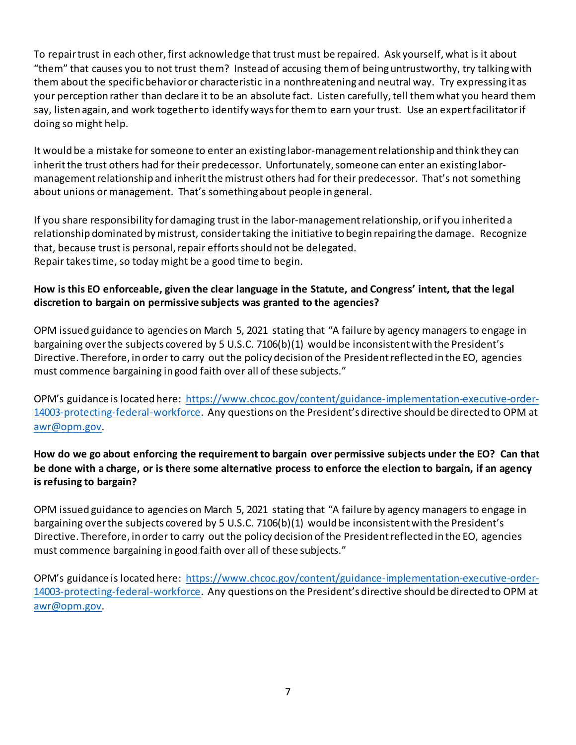To repair trust in each other, first acknowledge that trust must be repaired. Ask yourself, what is it about "them" that causes you to not trust them? Instead of accusing them of being untrustworthy, try talking with them about the specific behavior or characteristic in a nonthreatening and neutral way. Try expressing it as your perception rather than declare it to be an absolute fact. Listen carefully, tell them what you heard them say, listen again, and work together to identify ways for them to earn your trust. Use an expert facilitator if doing so might help.

It would be a mistake for someone to enter an existing labor-management relationship and think they can inherit the trust others had for their predecessor. Unfortunately, someone can enter an existing labor-management relationship and inherit the <u>mis</u>trust others had for their predecessor. That's not something about unions or management. That's something about people in general.

If you share responsibility for damaging trust in the labor-management relationship, or if you inherited a relationship dominated by mistrust, consider taking the initiative to begin repairing the damage. Recognize that, because trust is personal, repair efforts should not be delegated.
Repair takes time, so today might be a good time to begin.

**How is this EO enforceable, given the clear language in the Statute, and Congress' intent, that the legal discretion to bargain on permissive subjects was granted to the agencies?**

OPM issued guidance to agencies on March 5, 2021 stating that "A failure by agency managers to engage in bargaining over the subjects covered by 5 U.S.C. 7106(b)(1) would be inconsistent with the President's Directive. Therefore, in order to carry out the policy decision of the President reflected in the EO, agencies must commence bargaining in good faith over all of these subjects."

OPM's guidance is located here: [https://www.chcoc.gov/content/guidance-implementation-executive-order-14003-protecting-federal-workforce](https://www.chcoc.gov/content/guidance-implementation-executive-order-14003-protecting-federal-workforce). Any questions on the President's directive should be directed to OPM at [awr@opm.gov](mailto:awr@opm.gov).

**How do we go about enforcing the requirement to bargain over permissive subjects under the EO? Can that be done with a charge, or is there some alternative process to enforce the election to bargain, if an agency is refusing to bargain?**

OPM issued guidance to agencies on March 5, 2021 stating that "A failure by agency managers to engage in bargaining over the subjects covered by 5 U.S.C. 7106(b)(1) would be inconsistent with the President's Directive. Therefore, in order to carry out the policy decision of the President reflected in the EO, agencies must commence bargaining in good faith over all of these subjects."

OPM's guidance is located here: [https://www.chcoc.gov/content/guidance-implementation-executive-order-14003-protecting-federal-workforce](https://www.chcoc.gov/content/guidance-implementation-executive-order-14003-protecting-federal-workforce). Any questions on the President's directive should be directed to OPM at [awr@opm.gov](mailto:awr@opm.gov).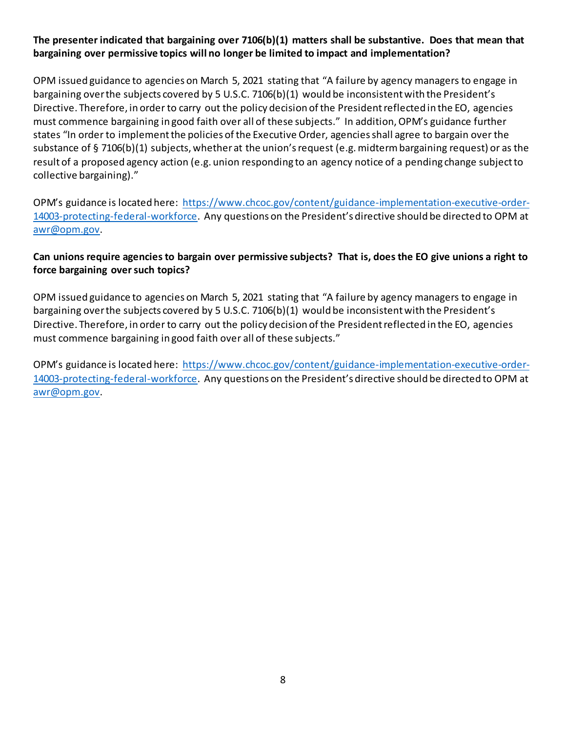**The presenter indicated that bargaining over 7106(b)(1) matters shall be substantive. Does that mean that bargaining over permissive topics will no longer be limited to impact and implementation?**

OPM issued guidance to agencies on March 5, 2021 stating that "A failure by agency managers to engage in bargaining over the subjects covered by 5 U.S.C. 7106(b)(1) would be inconsistent with the President's Directive. Therefore, in order to carry out the policy decision of the President reflected in the EO, agencies must commence bargaining in good faith over all of these subjects." In addition, OPM's guidance further states "In order to implement the policies of the Executive Order, agencies shall agree to bargain over the substance of § 7106(b)(1) subjects, whether at the union's request (e.g. midterm bargaining request) or as the result of a proposed agency action (e.g. union responding to an agency notice of a pending change subject to collective bargaining)."

OPM's guidance is located here: [https://www.chcoc.gov/content/guidance-implementation-executive-order-14003-protecting-federal-workforce](https://www.chcoc.gov/content/guidance-implementation-executive-order-14003-protecting-federal-workforce). Any questions on the President's directive should be directed to OPM at [awr@opm.gov](mailto:awr@opm.gov).

**Can unions require agencies to bargain over permissive subjects? That is, does the EO give unions a right to force bargaining over such topics?**

OPM issued guidance to agencies on March 5, 2021 stating that "A failure by agency managers to engage in bargaining over the subjects covered by 5 U.S.C. 7106(b)(1) would be inconsistent with the President's Directive. Therefore, in order to carry out the policy decision of the President reflected in the EO, agencies must commence bargaining in good faith over all of these subjects."

OPM's guidance is located here: [https://www.chcoc.gov/content/guidance-implementation-executive-order-14003-protecting-federal-workforce](https://www.chcoc.gov/content/guidance-implementation-executive-order-14003-protecting-federal-workforce). Any questions on the President's directive should be directed to OPM at [awr@opm.gov](mailto:awr@opm.gov).